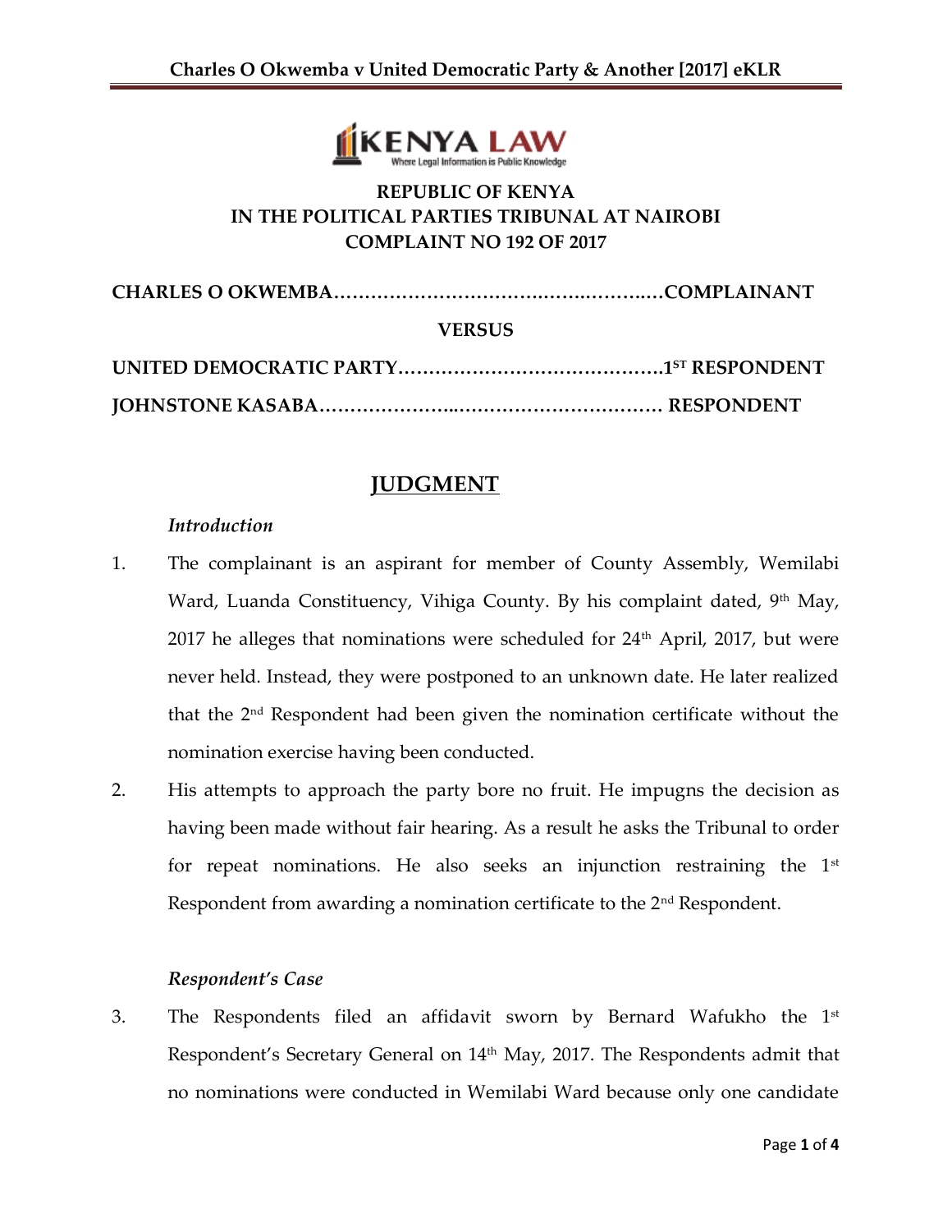REPUBLIC OF KENYA
IN THE POLITICAL PARTIES TRIBUNAL AT NAIROBI
COMPLAINT NO 192 OF 2017

**CHARLES O OKWEMBA…………………………….…….………..…COMPLAINANT**

**VERSUS**

**UNITED DEMOCRATIC PARTY……………………………………1ST RESPONDENT**

**JOHNSTONE KASABA…………………..…………………………… RESPONDENT**

# JUDGMENT

*Introduction*

1. The complainant is an aspirant for member of County Assembly, Wemilabi Ward, Luanda Constituency, Vihiga County. By his complaint dated, 9th May, 2017 he alleges that nominations were scheduled for 24th April, 2017, but were never held. Instead, they were postponed to an unknown date. He later realized that the 2nd Respondent had been given the nomination certificate without the nomination exercise having been conducted.

2. His attempts to approach the party bore no fruit. He impugns the decision as having been made without fair hearing. As a result he asks the Tribunal to order for repeat nominations. He also seeks an injunction restraining the 1st Respondent from awarding a nomination certificate to the 2nd Respondent.

*Respondent's Case*

3. The Respondents filed an affidavit sworn by Bernard Wafukho the 1st Respondent's Secretary General on 14th May, 2017. The Respondents admit that no nominations were conducted in Wemilabi Ward because only one candidate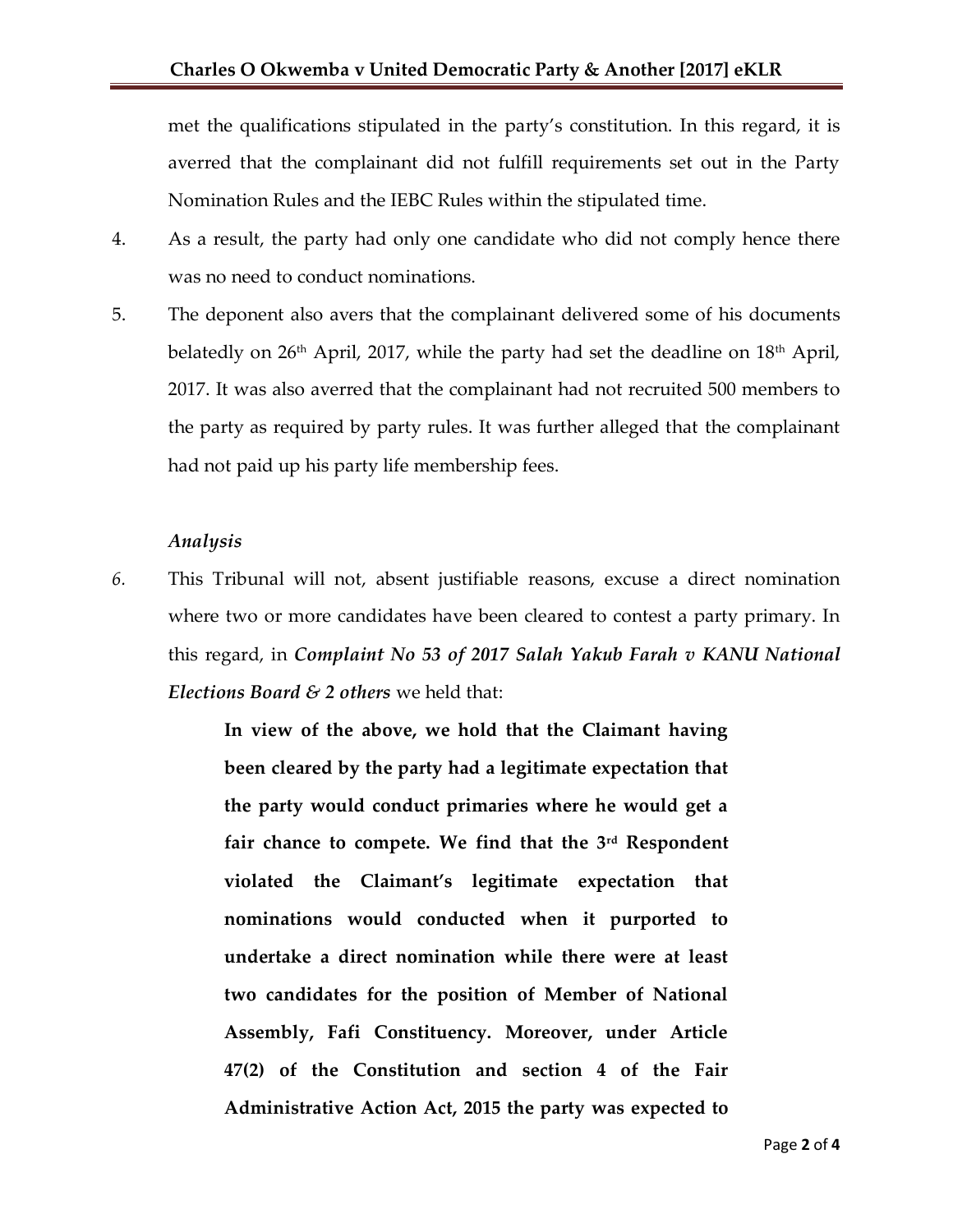met the qualifications stipulated in the party's constitution. In this regard, it is averred that the complainant did not fulfill requirements set out in the Party Nomination Rules and the IEBC Rules within the stipulated time.

4. As a result, the party had only one candidate who did not comply hence there was no need to conduct nominations.

5. The deponent also avers that the complainant delivered some of his documents belatedly on 26th April, 2017, while the party had set the deadline on 18th April, 2017. It was also averred that the complainant had not recruited 500 members to the party as required by party rules. It was further alleged that the complainant had not paid up his party life membership fees.

*Analysis*

*6.* This Tribunal will not, absent justifiable reasons, excuse a direct nomination where two or more candidates have been cleared to contest a party primary. In this regard, in ***Complaint No 53 of 2017 Salah Yakub Farah v KANU National Elections Board & 2 others*** we held that:

> **In view of the above, we hold that the Claimant having been cleared by the party had a legitimate expectation that the party would conduct primaries where he would get a fair chance to compete. We find that the 3rd Respondent violated the Claimant's legitimate expectation that nominations would conducted when it purported to undertake a direct nomination while there were at least two candidates for the position of Member of National Assembly, Fafi Constituency. Moreover, under Article 47(2) of the Constitution and section 4 of the Fair Administrative Action Act, 2015 the party was expected to**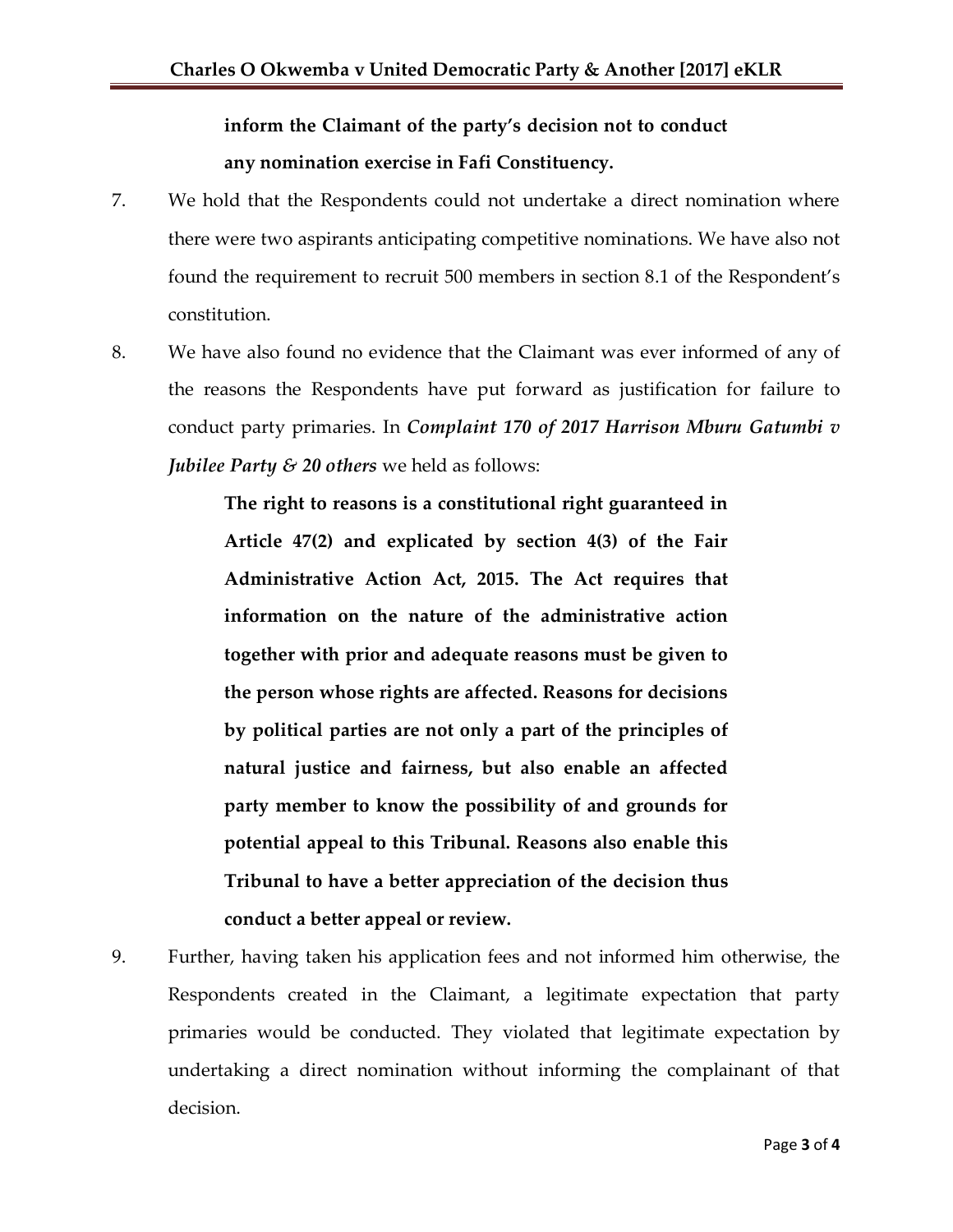**inform the Claimant of the party's decision not to conduct any nomination exercise in Fafi Constituency.**

7. We hold that the Respondents could not undertake a direct nomination where there were two aspirants anticipating competitive nominations. We have also not found the requirement to recruit 500 members in section 8.1 of the Respondent's constitution.

8. We have also found no evidence that the Claimant was ever informed of any of the reasons the Respondents have put forward as justification for failure to conduct party primaries. In ***Complaint 170 of 2017 Harrison Mburu Gatumbi v Jubilee Party & 20 others*** we held as follows:

   > **The right to reasons is a constitutional right guaranteed in Article 47(2) and explicated by section 4(3) of the Fair Administrative Action Act, 2015. The Act requires that information on the nature of the administrative action together with prior and adequate reasons must be given to the person whose rights are affected. Reasons for decisions by political parties are not only a part of the principles of natural justice and fairness, but also enable an affected party member to know the possibility of and grounds for potential appeal to this Tribunal. Reasons also enable this Tribunal to have a better appreciation of the decision thus conduct a better appeal or review.**

9. Further, having taken his application fees and not informed him otherwise, the Respondents created in the Claimant, a legitimate expectation that party primaries would be conducted. They violated that legitimate expectation by undertaking a direct nomination without informing the complainant of that decision.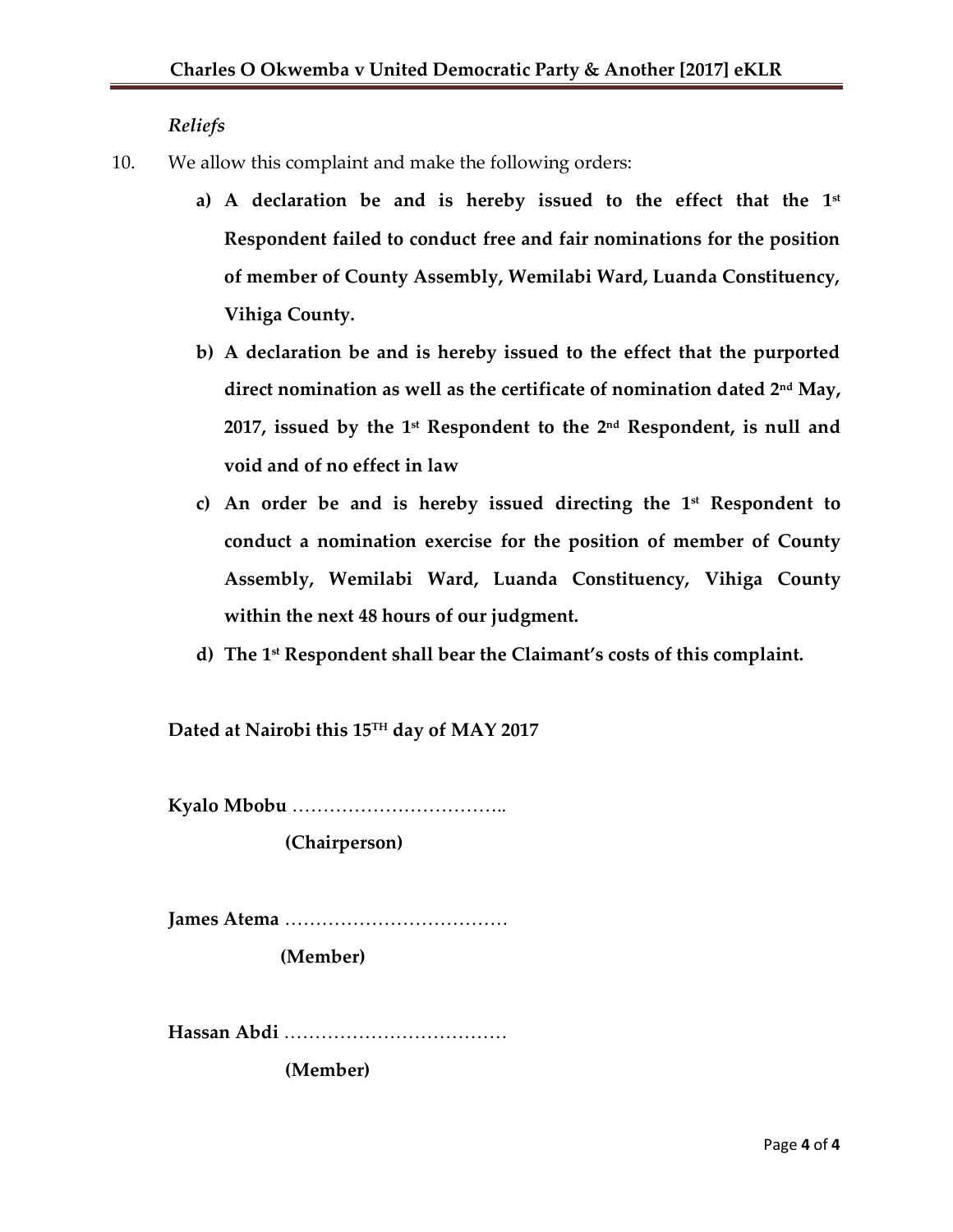*Reliefs*

10. We allow this complaint and make the following orders:

    a) **A declaration be and is hereby issued to the effect that the 1st Respondent failed to conduct free and fair nominations for the position of member of County Assembly, Wemilabi Ward, Luanda Constituency, Vihiga County.**

    b) **A declaration be and is hereby issued to the effect that the purported direct nomination as well as the certificate of nomination dated 2nd May, 2017, issued by the 1st Respondent to the 2nd Respondent, is null and void and of no effect in law**

    c) **An order be and is hereby issued directing the 1st Respondent to conduct a nomination exercise for the position of member of County Assembly, Wemilabi Ward, Luanda Constituency, Vihiga County within the next 48 hours of our judgment.**

    d) **The 1st Respondent shall bear the Claimant's costs of this complaint.**

**Dated at Nairobi this 15TH day of MAY 2017**

**Kyalo Mbobu** ……………………………..

**(Chairperson)**

**James Atema** ………………………………

**(Member)**

**Hassan Abdi** ………………………………

**(Member)**